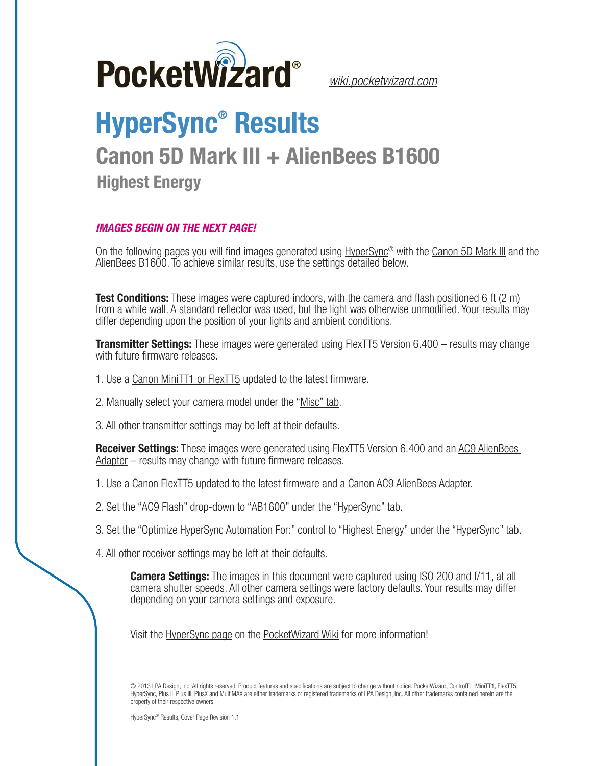PocketWizard® | wiki.pocketwizard.com

# HyperSync® Results

## Canon 5D Mark III + AlienBees B1600

### Highest Energy

***IMAGES BEGIN ON THE NEXT PAGE!***

On the following pages you will find images generated using HyperSync® with the Canon 5D Mark III and the AlienBees B1600. To achieve similar results, use the settings detailed below.

**Test Conditions:** These images were captured indoors, with the camera and flash positioned 6 ft (2 m) from a white wall. A standard reflector was used, but the light was otherwise unmodified. Your results may differ depending upon the position of your lights and ambient conditions.

**Transmitter Settings:** These images were generated using FlexTT5 Version 6.400 – results may change with future firmware releases.

1. Use a Canon MiniTT1 or FlexTT5 updated to the latest firmware.

2. Manually select your camera model under the "Misc" tab.

3. All other transmitter settings may be left at their defaults.

**Receiver Settings:** These images were generated using FlexTT5 Version 6.400 and an AC9 AlienBees Adapter – results may change with future firmware releases.

1. Use a Canon FlexTT5 updated to the latest firmware and a Canon AC9 AlienBees Adapter.

2. Set the "AC9 Flash" drop-down to "AB1600" under the "HyperSync" tab.

3. Set the "Optimize HyperSync Automation For:" control to "Highest Energy" under the "HyperSync" tab.

4. All other receiver settings may be left at their defaults.

**Camera Settings:** The images in this document were captured using ISO 200 and f/11, at all camera shutter speeds. All other camera settings were factory defaults. Your results may differ depending on your camera settings and exposure.

Visit the HyperSync page on the PocketWizard Wiki for more information!

© 2013 LPA Design, Inc. All rights reserved. Product features and specifications are subject to change without notice. PocketWizard, ControlTL, MiniTT1, FlexTT5, HyperSync, Plus II, Plus III, PlusX and MultiMAX are either trademarks or registered trademarks of LPA Design, Inc. All other trademarks contained herein are the property of their respective owners.

HyperSync® Results, Cover Page Revision 1.1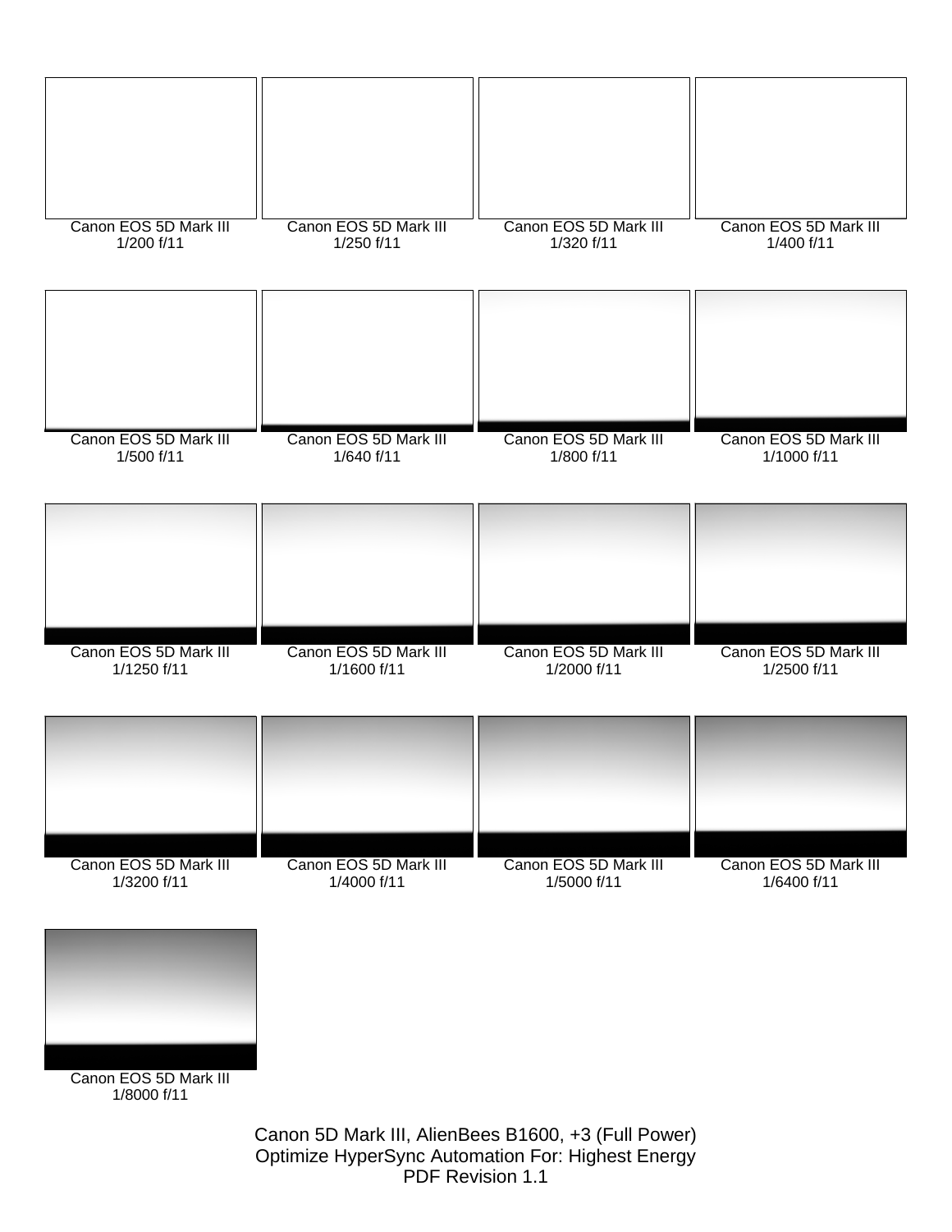Canon EOS 5D Mark III
1/200 f/11

Canon EOS 5D Mark III
1/250 f/11

Canon EOS 5D Mark III
1/320 f/11

Canon EOS 5D Mark III
1/400 f/11

Canon EOS 5D Mark III
1/500 f/11

Canon EOS 5D Mark III
1/640 f/11

Canon EOS 5D Mark III
1/800 f/11

Canon EOS 5D Mark III
1/1000 f/11

Canon EOS 5D Mark III
1/1250 f/11

Canon EOS 5D Mark III
1/1600 f/11

Canon EOS 5D Mark III
1/2000 f/11

Canon EOS 5D Mark III
1/2500 f/11

Canon EOS 5D Mark III
1/3200 f/11

Canon EOS 5D Mark III
1/4000 f/11

Canon EOS 5D Mark III
1/5000 f/11

Canon EOS 5D Mark III
1/6400 f/11

Canon EOS 5D Mark III
1/8000 f/11

Canon 5D Mark III, AlienBees B1600, +3 (Full Power)
Optimize HyperSync Automation For: Highest Energy
PDF Revision 1.1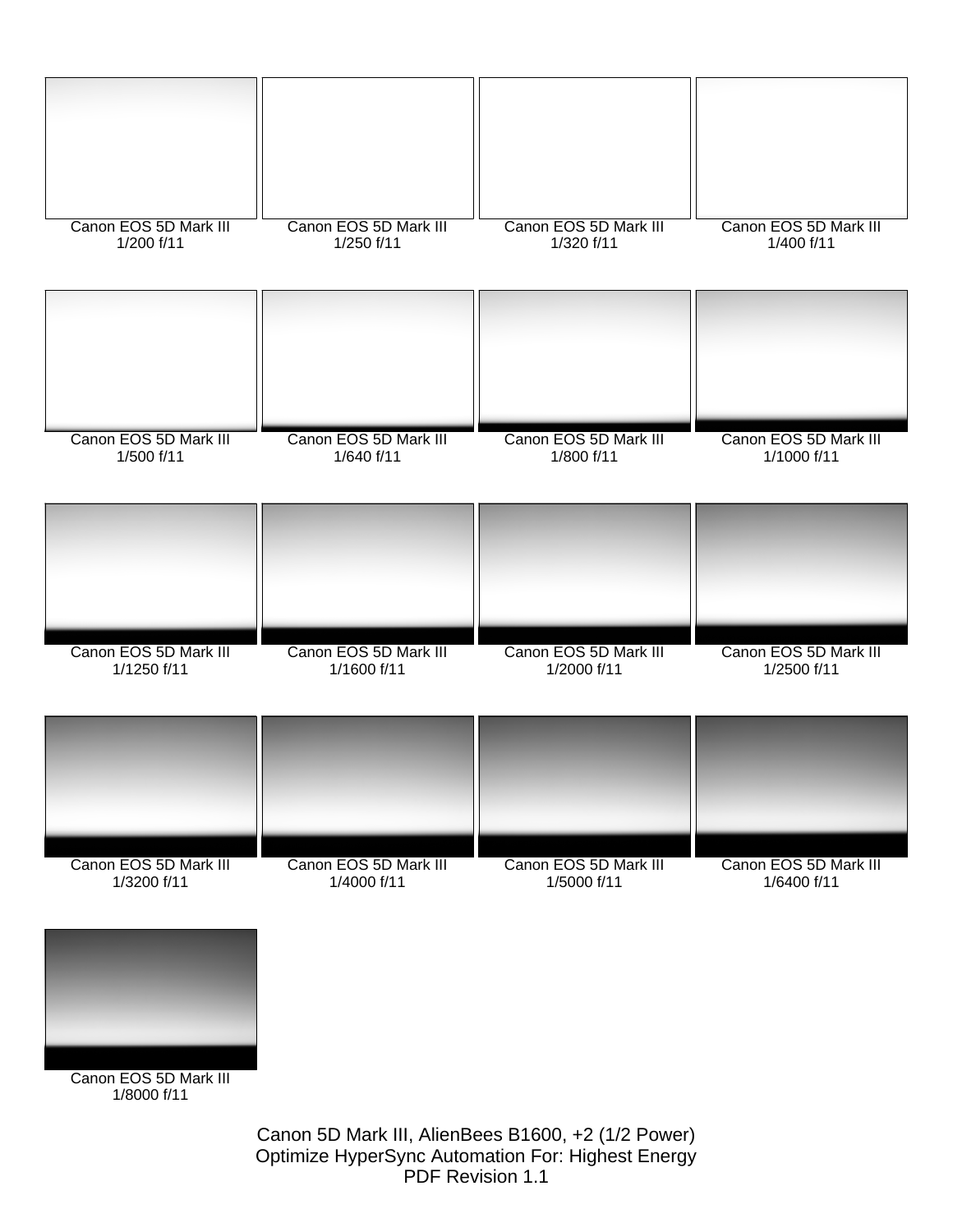Canon EOS 5D Mark III
1/200 f/11

Canon EOS 5D Mark III
1/250 f/11

Canon EOS 5D Mark III
1/320 f/11

Canon EOS 5D Mark III
1/400 f/11

Canon EOS 5D Mark III
1/500 f/11

Canon EOS 5D Mark III
1/640 f/11

Canon EOS 5D Mark III
1/800 f/11

Canon EOS 5D Mark III
1/1000 f/11

Canon EOS 5D Mark III
1/1250 f/11

Canon EOS 5D Mark III
1/1600 f/11

Canon EOS 5D Mark III
1/2000 f/11

Canon EOS 5D Mark III
1/2500 f/11

Canon EOS 5D Mark III
1/3200 f/11

Canon EOS 5D Mark III
1/4000 f/11

Canon EOS 5D Mark III
1/5000 f/11

Canon EOS 5D Mark III
1/6400 f/11

Canon EOS 5D Mark III
1/8000 f/11

Canon 5D Mark III, AlienBees B1600, +2 (1/2 Power)
Optimize HyperSync Automation For: Highest Energy
PDF Revision 1.1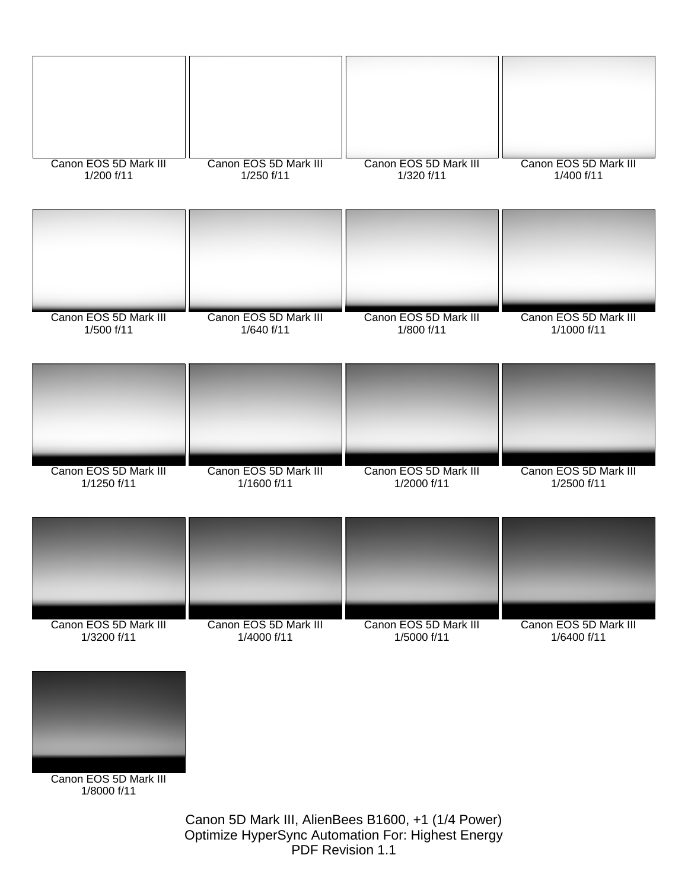Canon EOS 5D Mark III
1/200 f/11

Canon EOS 5D Mark III
1/250 f/11

Canon EOS 5D Mark III
1/320 f/11

Canon EOS 5D Mark III
1/400 f/11

Canon EOS 5D Mark III
1/500 f/11

Canon EOS 5D Mark III
1/640 f/11

Canon EOS 5D Mark III
1/800 f/11

Canon EOS 5D Mark III
1/1000 f/11

Canon EOS 5D Mark III
1/1250 f/11

Canon EOS 5D Mark III
1/1600 f/11

Canon EOS 5D Mark III
1/2000 f/11

Canon EOS 5D Mark III
1/2500 f/11

Canon EOS 5D Mark III
1/3200 f/11

Canon EOS 5D Mark III
1/4000 f/11

Canon EOS 5D Mark III
1/5000 f/11

Canon EOS 5D Mark III
1/6400 f/11

Canon EOS 5D Mark III
1/8000 f/11

Canon 5D Mark III, AlienBees B1600, +1 (1/4 Power)
Optimize HyperSync Automation For: Highest Energy
PDF Revision 1.1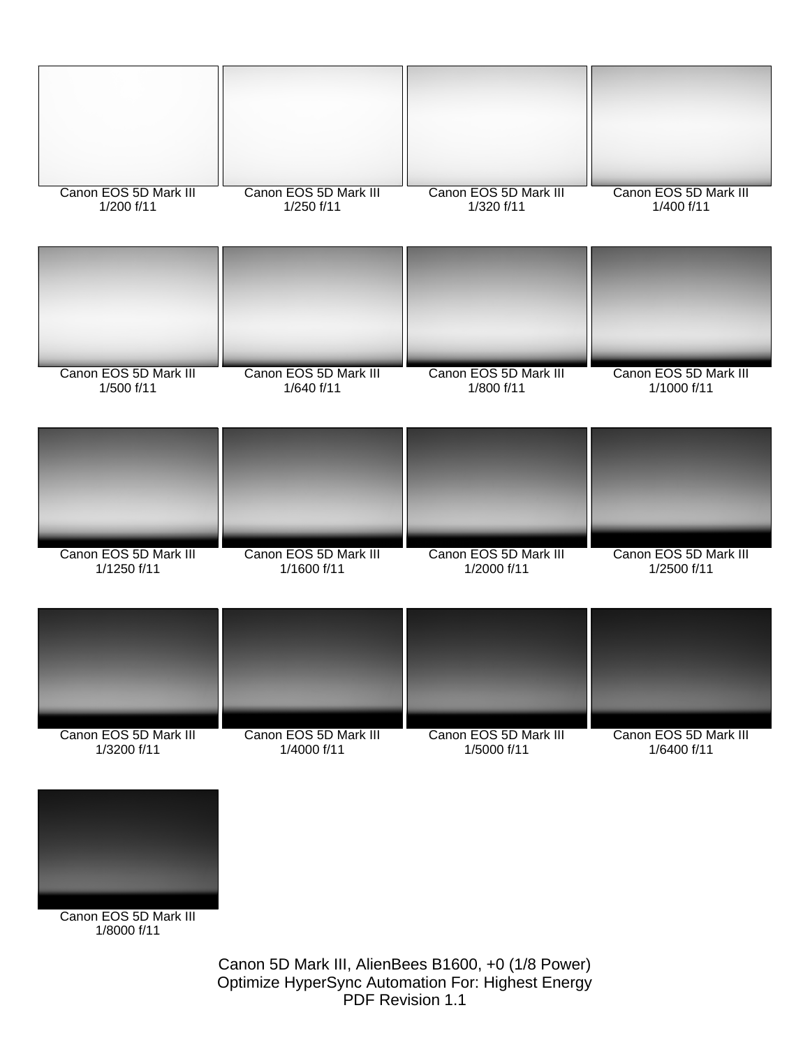Canon EOS 5D Mark III
1/200 f/11

Canon EOS 5D Mark III
1/250 f/11

Canon EOS 5D Mark III
1/320 f/11

Canon EOS 5D Mark III
1/400 f/11

Canon EOS 5D Mark III
1/500 f/11

Canon EOS 5D Mark III
1/640 f/11

Canon EOS 5D Mark III
1/800 f/11

Canon EOS 5D Mark III
1/1000 f/11

Canon EOS 5D Mark III
1/1250 f/11

Canon EOS 5D Mark III
1/1600 f/11

Canon EOS 5D Mark III
1/2000 f/11

Canon EOS 5D Mark III
1/2500 f/11

Canon EOS 5D Mark III
1/3200 f/11

Canon EOS 5D Mark III
1/4000 f/11

Canon EOS 5D Mark III
1/5000 f/11

Canon EOS 5D Mark III
1/6400 f/11

Canon EOS 5D Mark III
1/8000 f/11

Canon 5D Mark III, AlienBees B1600, +0 (1/8 Power)
Optimize HyperSync Automation For: Highest Energy
PDF Revision 1.1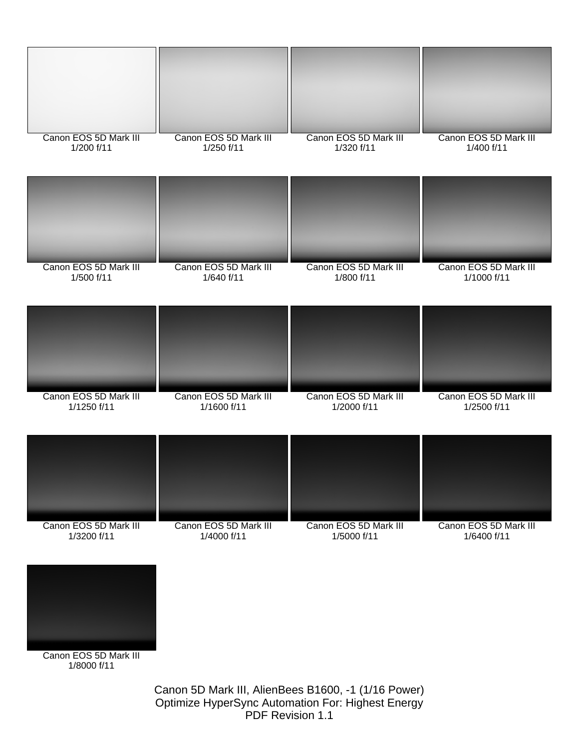Canon EOS 5D Mark III
1/200 f/11

Canon EOS 5D Mark III
1/250 f/11

Canon EOS 5D Mark III
1/320 f/11

Canon EOS 5D Mark III
1/400 f/11

Canon EOS 5D Mark III
1/500 f/11

Canon EOS 5D Mark III
1/640 f/11

Canon EOS 5D Mark III
1/800 f/11

Canon EOS 5D Mark III
1/1000 f/11

Canon EOS 5D Mark III
1/1250 f/11

Canon EOS 5D Mark III
1/1600 f/11

Canon EOS 5D Mark III
1/2000 f/11

Canon EOS 5D Mark III
1/2500 f/11

Canon EOS 5D Mark III
1/3200 f/11

Canon EOS 5D Mark III
1/4000 f/11

Canon EOS 5D Mark III
1/5000 f/11

Canon EOS 5D Mark III
1/6400 f/11

Canon EOS 5D Mark III
1/8000 f/11

Canon 5D Mark III, AlienBees B1600, -1 (1/16 Power)
Optimize HyperSync Automation For: Highest Energy
PDF Revision 1.1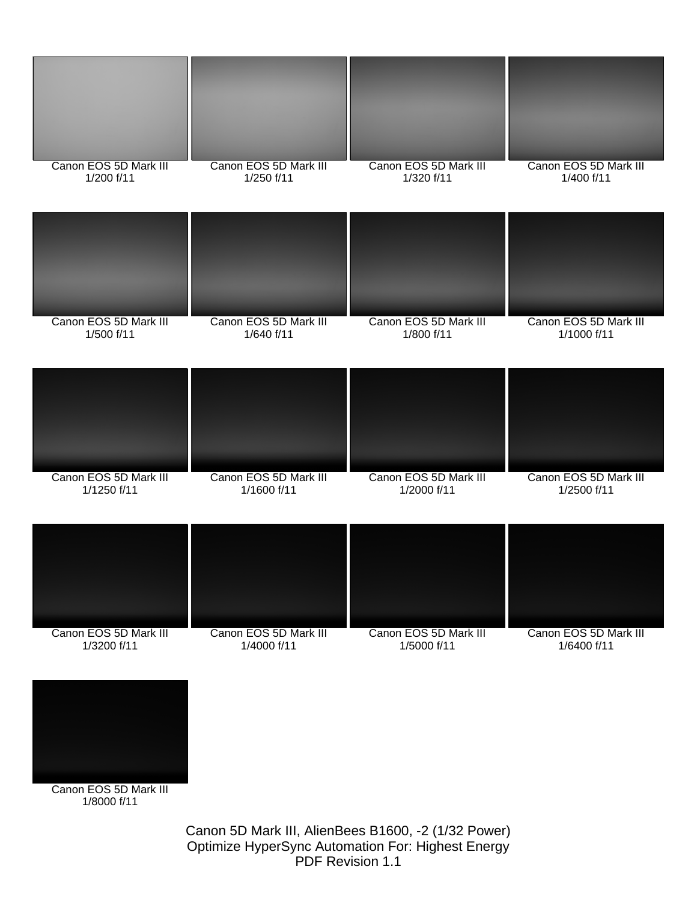Canon EOS 5D Mark III
1/200 f/11

Canon EOS 5D Mark III
1/250 f/11

Canon EOS 5D Mark III
1/320 f/11

Canon EOS 5D Mark III
1/400 f/11

Canon EOS 5D Mark III
1/500 f/11

Canon EOS 5D Mark III
1/640 f/11

Canon EOS 5D Mark III
1/800 f/11

Canon EOS 5D Mark III
1/1000 f/11

Canon EOS 5D Mark III
1/1250 f/11

Canon EOS 5D Mark III
1/1600 f/11

Canon EOS 5D Mark III
1/2000 f/11

Canon EOS 5D Mark III
1/2500 f/11

Canon EOS 5D Mark III
1/3200 f/11

Canon EOS 5D Mark III
1/4000 f/11

Canon EOS 5D Mark III
1/5000 f/11

Canon EOS 5D Mark III
1/6400 f/11

Canon EOS 5D Mark III
1/8000 f/11

Canon 5D Mark III, AlienBees B1600, -2 (1/32 Power)
Optimize HyperSync Automation For: Highest Energy
PDF Revision 1.1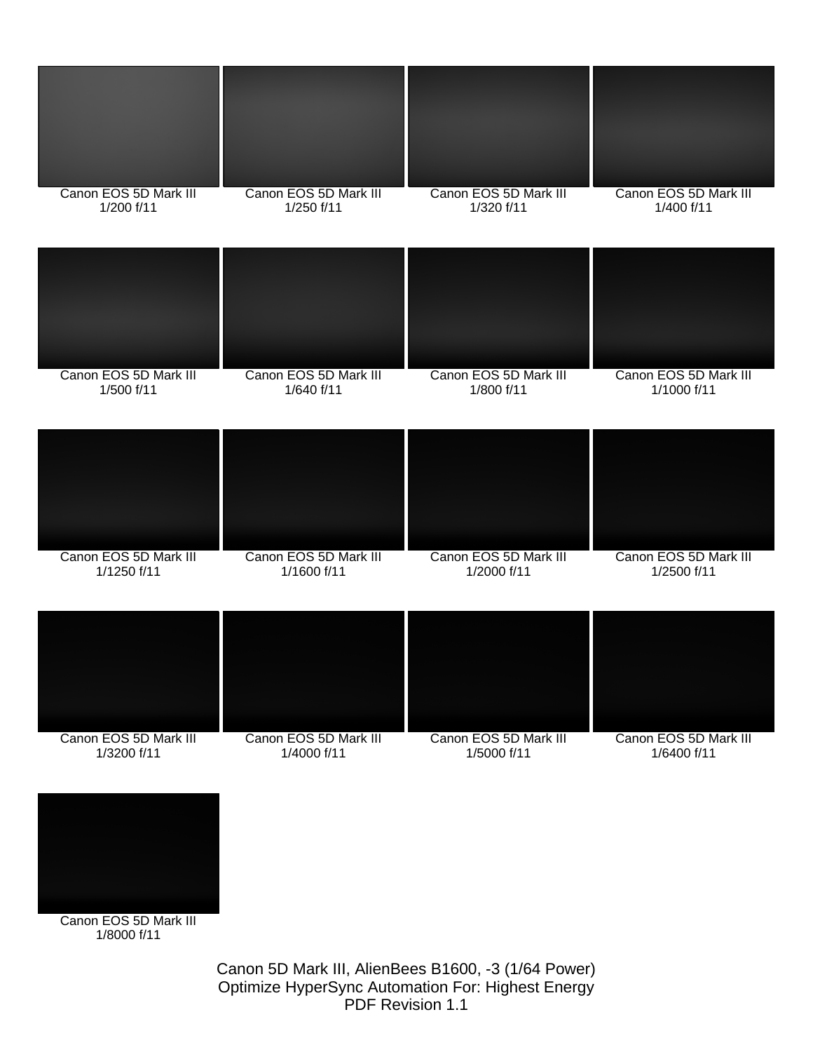Canon EOS 5D Mark III
1/200 f/11

Canon EOS 5D Mark III
1/250 f/11

Canon EOS 5D Mark III
1/320 f/11

Canon EOS 5D Mark III
1/400 f/11

Canon EOS 5D Mark III
1/500 f/11

Canon EOS 5D Mark III
1/640 f/11

Canon EOS 5D Mark III
1/800 f/11

Canon EOS 5D Mark III
1/1000 f/11

Canon EOS 5D Mark III
1/1250 f/11

Canon EOS 5D Mark III
1/1600 f/11

Canon EOS 5D Mark III
1/2000 f/11

Canon EOS 5D Mark III
1/2500 f/11

Canon EOS 5D Mark III
1/3200 f/11

Canon EOS 5D Mark III
1/4000 f/11

Canon EOS 5D Mark III
1/5000 f/11

Canon EOS 5D Mark III
1/6400 f/11

Canon EOS 5D Mark III
1/8000 f/11

Canon 5D Mark III, AlienBees B1600, -3 (1/64 Power)
Optimize HyperSync Automation For: Highest Energy
PDF Revision 1.1